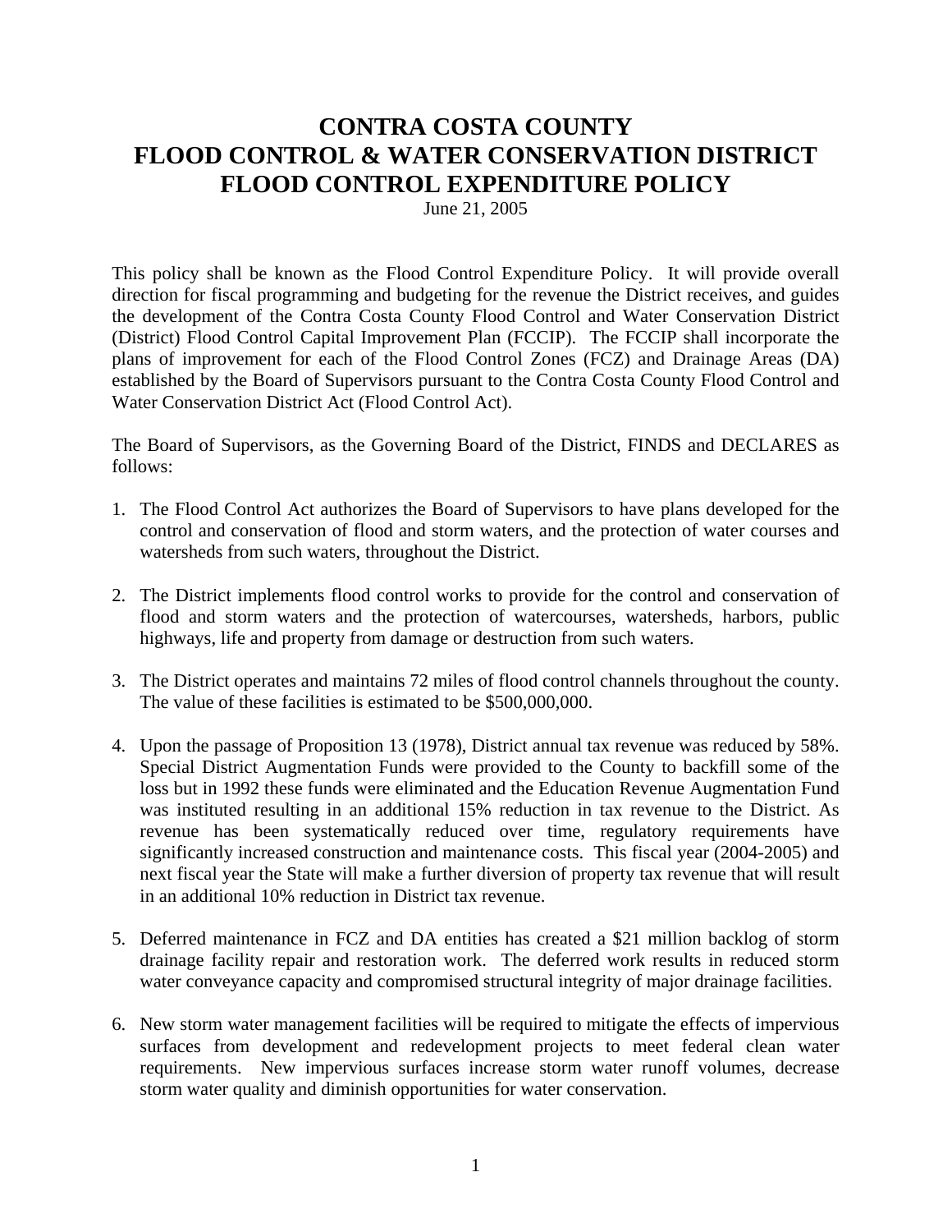# CONTRA COSTA COUNTY
# FLOOD CONTROL & WATER CONSERVATION DISTRICT
# FLOOD CONTROL EXPENDITURE POLICY

June 21, 2005

This policy shall be known as the Flood Control Expenditure Policy. It will provide overall direction for fiscal programming and budgeting for the revenue the District receives, and guides the development of the Contra Costa County Flood Control and Water Conservation District (District) Flood Control Capital Improvement Plan (FCCIP). The FCCIP shall incorporate the plans of improvement for each of the Flood Control Zones (FCZ) and Drainage Areas (DA) established by the Board of Supervisors pursuant to the Contra Costa County Flood Control and Water Conservation District Act (Flood Control Act).

The Board of Supervisors, as the Governing Board of the District, FINDS and DECLARES as follows:

1. The Flood Control Act authorizes the Board of Supervisors to have plans developed for the control and conservation of flood and storm waters, and the protection of water courses and watersheds from such waters, throughout the District.

2. The District implements flood control works to provide for the control and conservation of flood and storm waters and the protection of watercourses, watersheds, harbors, public highways, life and property from damage or destruction from such waters.

3. The District operates and maintains 72 miles of flood control channels throughout the county. The value of these facilities is estimated to be $500,000,000.

4. Upon the passage of Proposition 13 (1978), District annual tax revenue was reduced by 58%. Special District Augmentation Funds were provided to the County to backfill some of the loss but in 1992 these funds were eliminated and the Education Revenue Augmentation Fund was instituted resulting in an additional 15% reduction in tax revenue to the District. As revenue has been systematically reduced over time, regulatory requirements have significantly increased construction and maintenance costs. This fiscal year (2004-2005) and next fiscal year the State will make a further diversion of property tax revenue that will result in an additional 10% reduction in District tax revenue.

5. Deferred maintenance in FCZ and DA entities has created a $21 million backlog of storm drainage facility repair and restoration work. The deferred work results in reduced storm water conveyance capacity and compromised structural integrity of major drainage facilities.

6. New storm water management facilities will be required to mitigate the effects of impervious surfaces from development and redevelopment projects to meet federal clean water requirements. New impervious surfaces increase storm water runoff volumes, decrease storm water quality and diminish opportunities for water conservation.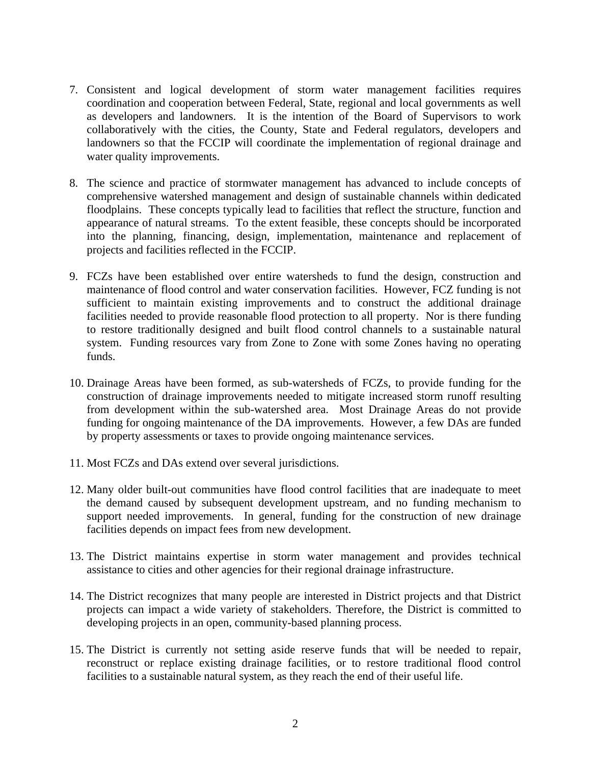7. Consistent and logical development of storm water management facilities requires coordination and cooperation between Federal, State, regional and local governments as well as developers and landowners. It is the intention of the Board of Supervisors to work collaboratively with the cities, the County, State and Federal regulators, developers and landowners so that the FCCIP will coordinate the implementation of regional drainage and water quality improvements.

8. The science and practice of stormwater management has advanced to include concepts of comprehensive watershed management and design of sustainable channels within dedicated floodplains. These concepts typically lead to facilities that reflect the structure, function and appearance of natural streams. To the extent feasible, these concepts should be incorporated into the planning, financing, design, implementation, maintenance and replacement of projects and facilities reflected in the FCCIP.

9. FCZs have been established over entire watersheds to fund the design, construction and maintenance of flood control and water conservation facilities. However, FCZ funding is not sufficient to maintain existing improvements and to construct the additional drainage facilities needed to provide reasonable flood protection to all property. Nor is there funding to restore traditionally designed and built flood control channels to a sustainable natural system. Funding resources vary from Zone to Zone with some Zones having no operating funds.

10. Drainage Areas have been formed, as sub-watersheds of FCZs, to provide funding for the construction of drainage improvements needed to mitigate increased storm runoff resulting from development within the sub-watershed area. Most Drainage Areas do not provide funding for ongoing maintenance of the DA improvements. However, a few DAs are funded by property assessments or taxes to provide ongoing maintenance services.

11. Most FCZs and DAs extend over several jurisdictions.

12. Many older built-out communities have flood control facilities that are inadequate to meet the demand caused by subsequent development upstream, and no funding mechanism to support needed improvements. In general, funding for the construction of new drainage facilities depends on impact fees from new development.

13. The District maintains expertise in storm water management and provides technical assistance to cities and other agencies for their regional drainage infrastructure.

14. The District recognizes that many people are interested in District projects and that District projects can impact a wide variety of stakeholders. Therefore, the District is committed to developing projects in an open, community-based planning process.

15. The District is currently not setting aside reserve funds that will be needed to repair, reconstruct or replace existing drainage facilities, or to restore traditional flood control facilities to a sustainable natural system, as they reach the end of their useful life.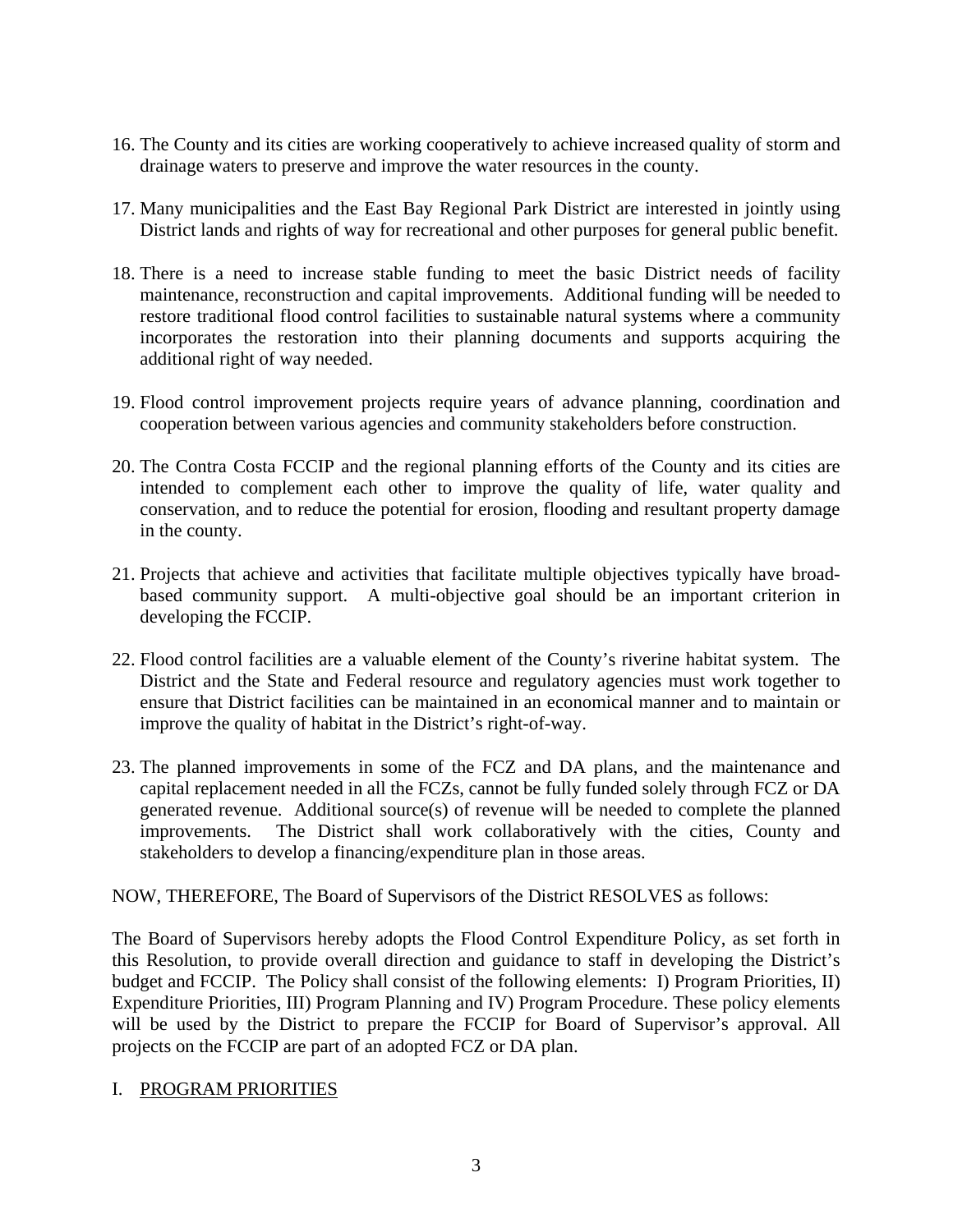16. The County and its cities are working cooperatively to achieve increased quality of storm and drainage waters to preserve and improve the water resources in the county.

17. Many municipalities and the East Bay Regional Park District are interested in jointly using District lands and rights of way for recreational and other purposes for general public benefit.

18. There is a need to increase stable funding to meet the basic District needs of facility maintenance, reconstruction and capital improvements. Additional funding will be needed to restore traditional flood control facilities to sustainable natural systems where a community incorporates the restoration into their planning documents and supports acquiring the additional right of way needed.

19. Flood control improvement projects require years of advance planning, coordination and cooperation between various agencies and community stakeholders before construction.

20. The Contra Costa FCCIP and the regional planning efforts of the County and its cities are intended to complement each other to improve the quality of life, water quality and conservation, and to reduce the potential for erosion, flooding and resultant property damage in the county.

21. Projects that achieve and activities that facilitate multiple objectives typically have broad-based community support. A multi-objective goal should be an important criterion in developing the FCCIP.

22. Flood control facilities are a valuable element of the County's riverine habitat system. The District and the State and Federal resource and regulatory agencies must work together to ensure that District facilities can be maintained in an economical manner and to maintain or improve the quality of habitat in the District's right-of-way.

23. The planned improvements in some of the FCZ and DA plans, and the maintenance and capital replacement needed in all the FCZs, cannot be fully funded solely through FCZ or DA generated revenue. Additional source(s) of revenue will be needed to complete the planned improvements. The District shall work collaboratively with the cities, County and stakeholders to develop a financing/expenditure plan in those areas.

NOW, THEREFORE, The Board of Supervisors of the District RESOLVES as follows:

The Board of Supervisors hereby adopts the Flood Control Expenditure Policy, as set forth in this Resolution, to provide overall direction and guidance to staff in developing the District's budget and FCCIP. The Policy shall consist of the following elements: I) Program Priorities, II) Expenditure Priorities, III) Program Planning and IV) Program Procedure. These policy elements will be used by the District to prepare the FCCIP for Board of Supervisor's approval. All projects on the FCCIP are part of an adopted FCZ or DA plan.

## I. PROGRAM PRIORITIES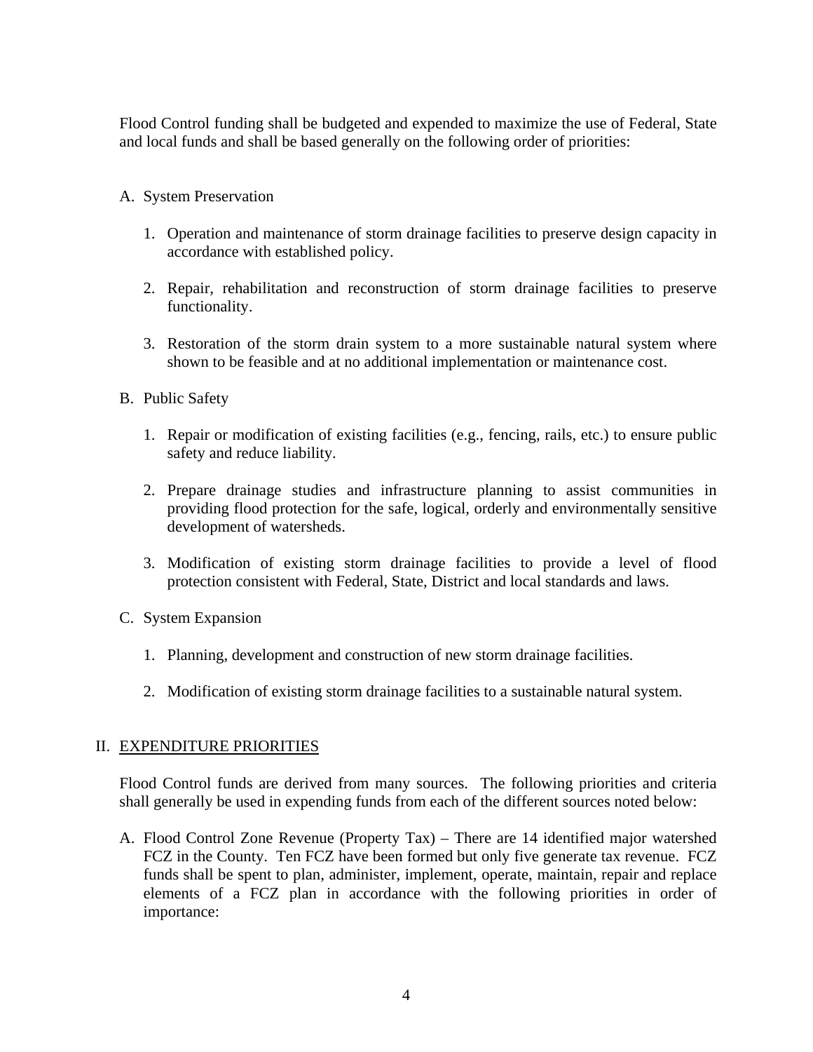Flood Control funding shall be budgeted and expended to maximize the use of Federal, State and local funds and shall be based generally on the following order of priorities:

A. System Preservation

   1. Operation and maintenance of storm drainage facilities to preserve design capacity in accordance with established policy.

   2. Repair, rehabilitation and reconstruction of storm drainage facilities to preserve functionality.

   3. Restoration of the storm drain system to a more sustainable natural system where shown to be feasible and at no additional implementation or maintenance cost.

B. Public Safety

   1. Repair or modification of existing facilities (e.g., fencing, rails, etc.) to ensure public safety and reduce liability.

   2. Prepare drainage studies and infrastructure planning to assist communities in providing flood protection for the safe, logical, orderly and environmentally sensitive development of watersheds.

   3. Modification of existing storm drainage facilities to provide a level of flood protection consistent with Federal, State, District and local standards and laws.

C. System Expansion

   1. Planning, development and construction of new storm drainage facilities.

   2. Modification of existing storm drainage facilities to a sustainable natural system.

## II. <u>EXPENDITURE PRIORITIES</u>

Flood Control funds are derived from many sources. The following priorities and criteria shall generally be used in expending funds from each of the different sources noted below:

A. Flood Control Zone Revenue (Property Tax) – There are 14 identified major watershed FCZ in the County. Ten FCZ have been formed but only five generate tax revenue. FCZ funds shall be spent to plan, administer, implement, operate, maintain, repair and replace elements of a FCZ plan in accordance with the following priorities in order of importance: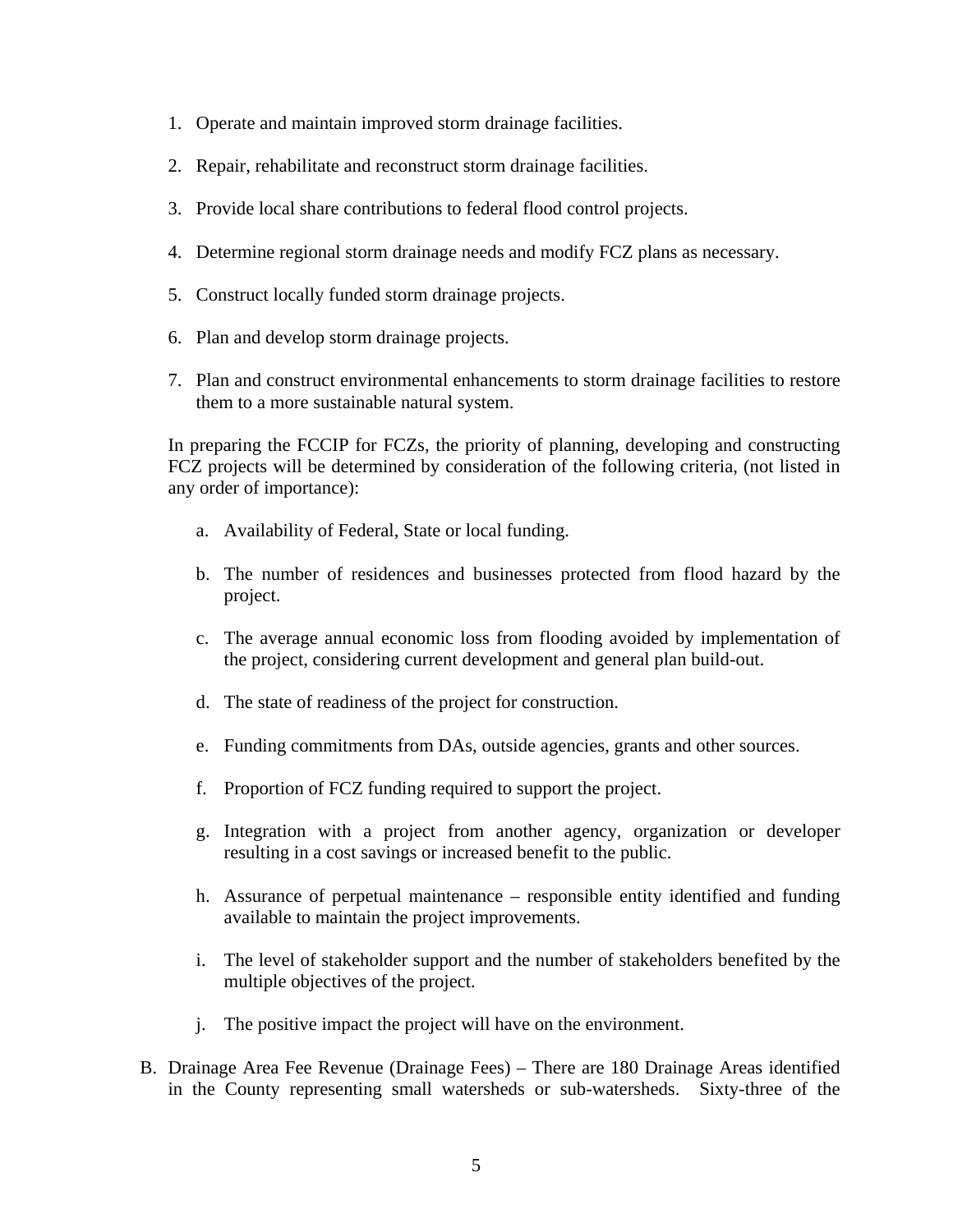1. Operate and maintain improved storm drainage facilities.

2. Repair, rehabilitate and reconstruct storm drainage facilities.

3. Provide local share contributions to federal flood control projects.

4. Determine regional storm drainage needs and modify FCZ plans as necessary.

5. Construct locally funded storm drainage projects.

6. Plan and develop storm drainage projects.

7. Plan and construct environmental enhancements to storm drainage facilities to restore them to a more sustainable natural system.

In preparing the FCCIP for FCZs, the priority of planning, developing and constructing FCZ projects will be determined by consideration of the following criteria, (not listed in any order of importance):

a. Availability of Federal, State or local funding.

b. The number of residences and businesses protected from flood hazard by the project.

c. The average annual economic loss from flooding avoided by implementation of the project, considering current development and general plan build-out.

d. The state of readiness of the project for construction.

e. Funding commitments from DAs, outside agencies, grants and other sources.

f. Proportion of FCZ funding required to support the project.

g. Integration with a project from another agency, organization or developer resulting in a cost savings or increased benefit to the public.

h. Assurance of perpetual maintenance – responsible entity identified and funding available to maintain the project improvements.

i. The level of stakeholder support and the number of stakeholders benefited by the multiple objectives of the project.

j. The positive impact the project will have on the environment.

B. Drainage Area Fee Revenue (Drainage Fees) – There are 180 Drainage Areas identified in the County representing small watersheds or sub-watersheds. Sixty-three of the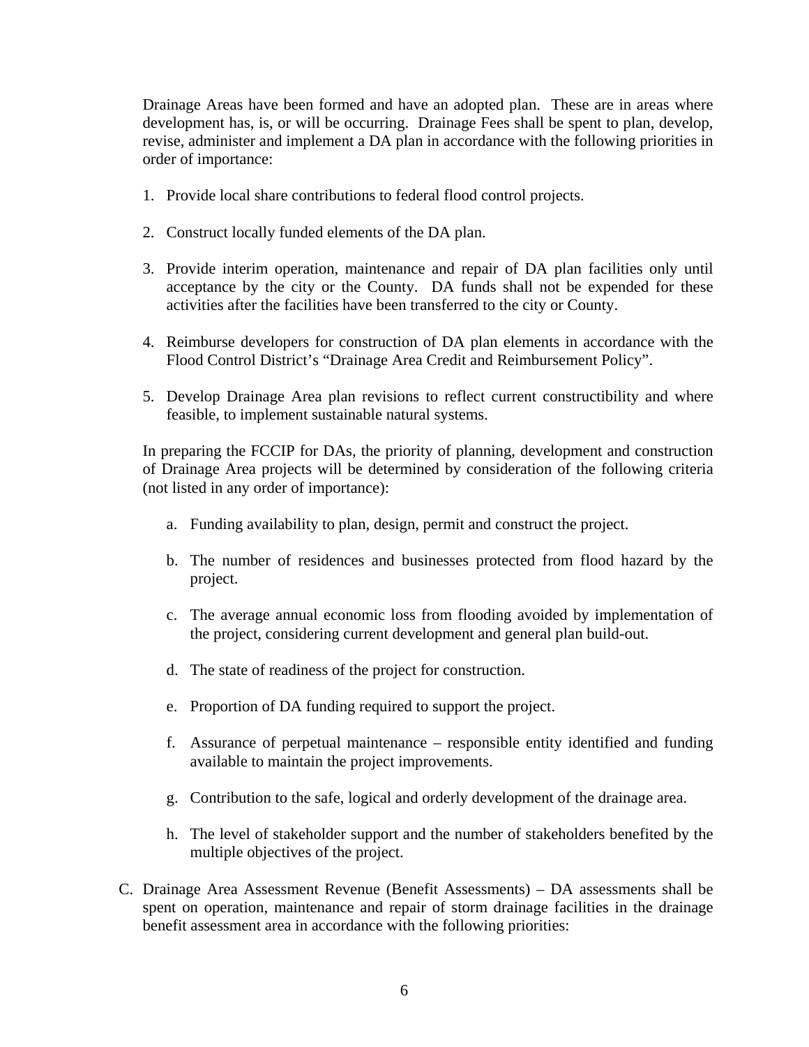Drainage Areas have been formed and have an adopted plan. These are in areas where development has, is, or will be occurring. Drainage Fees shall be spent to plan, develop, revise, administer and implement a DA plan in accordance with the following priorities in order of importance:

1. Provide local share contributions to federal flood control projects.

2. Construct locally funded elements of the DA plan.

3. Provide interim operation, maintenance and repair of DA plan facilities only until acceptance by the city or the County. DA funds shall not be expended for these activities after the facilities have been transferred to the city or County.

4. Reimburse developers for construction of DA plan elements in accordance with the Flood Control District's "Drainage Area Credit and Reimbursement Policy".

5. Develop Drainage Area plan revisions to reflect current constructibility and where feasible, to implement sustainable natural systems.

In preparing the FCCIP for DAs, the priority of planning, development and construction of Drainage Area projects will be determined by consideration of the following criteria (not listed in any order of importance):

a. Funding availability to plan, design, permit and construct the project.

b. The number of residences and businesses protected from flood hazard by the project.

c. The average annual economic loss from flooding avoided by implementation of the project, considering current development and general plan build-out.

d. The state of readiness of the project for construction.

e. Proportion of DA funding required to support the project.

f. Assurance of perpetual maintenance – responsible entity identified and funding available to maintain the project improvements.

g. Contribution to the safe, logical and orderly development of the drainage area.

h. The level of stakeholder support and the number of stakeholders benefited by the multiple objectives of the project.

C. Drainage Area Assessment Revenue (Benefit Assessments) – DA assessments shall be spent on operation, maintenance and repair of storm drainage facilities in the drainage benefit assessment area in accordance with the following priorities: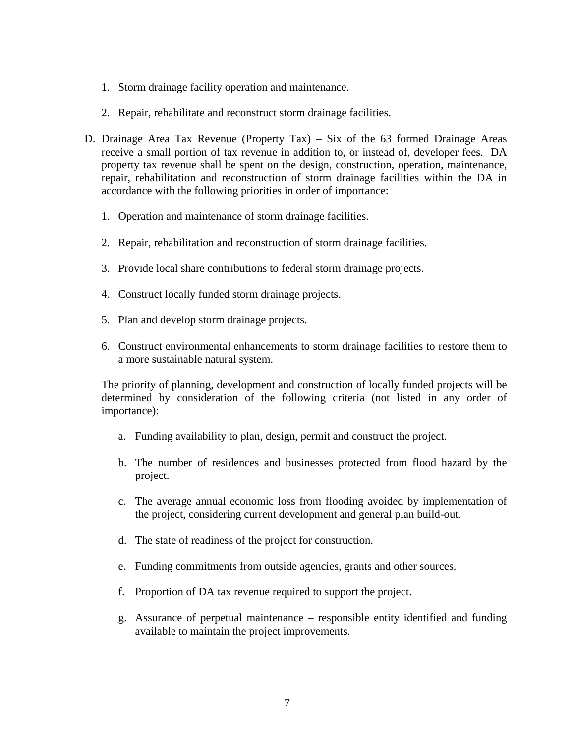1. Storm drainage facility operation and maintenance.

2. Repair, rehabilitate and reconstruct storm drainage facilities.

D. Drainage Area Tax Revenue (Property Tax) – Six of the 63 formed Drainage Areas receive a small portion of tax revenue in addition to, or instead of, developer fees. DA property tax revenue shall be spent on the design, construction, operation, maintenance, repair, rehabilitation and reconstruction of storm drainage facilities within the DA in accordance with the following priorities in order of importance:

   1. Operation and maintenance of storm drainage facilities.

   2. Repair, rehabilitation and reconstruction of storm drainage facilities.

   3. Provide local share contributions to federal storm drainage projects.

   4. Construct locally funded storm drainage projects.

   5. Plan and develop storm drainage projects.

   6. Construct environmental enhancements to storm drainage facilities to restore them to a more sustainable natural system.

   The priority of planning, development and construction of locally funded projects will be determined by consideration of the following criteria (not listed in any order of importance):

   a. Funding availability to plan, design, permit and construct the project.

   b. The number of residences and businesses protected from flood hazard by the project.

   c. The average annual economic loss from flooding avoided by implementation of the project, considering current development and general plan build-out.

   d. The state of readiness of the project for construction.

   e. Funding commitments from outside agencies, grants and other sources.

   f. Proportion of DA tax revenue required to support the project.

   g. Assurance of perpetual maintenance – responsible entity identified and funding available to maintain the project improvements.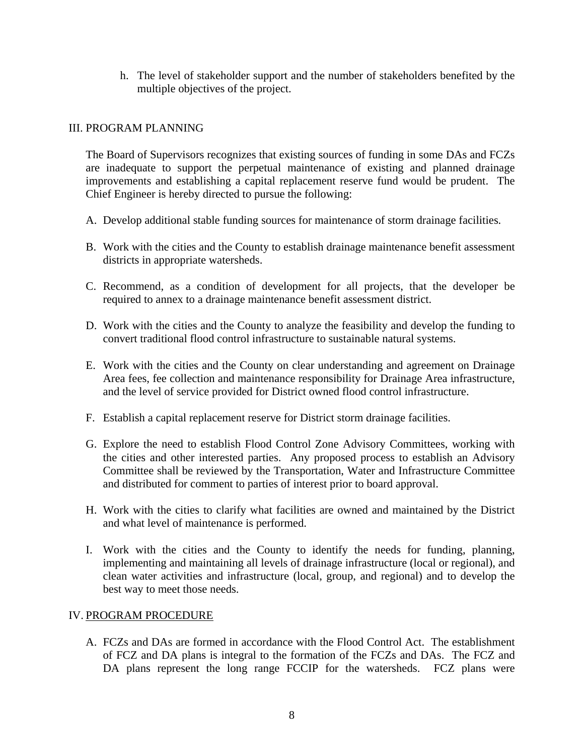h. The level of stakeholder support and the number of stakeholders benefited by the multiple objectives of the project.

## III. PROGRAM PLANNING

The Board of Supervisors recognizes that existing sources of funding in some DAs and FCZs are inadequate to support the perpetual maintenance of existing and planned drainage improvements and establishing a capital replacement reserve fund would be prudent. The Chief Engineer is hereby directed to pursue the following:

A. Develop additional stable funding sources for maintenance of storm drainage facilities.

B. Work with the cities and the County to establish drainage maintenance benefit assessment districts in appropriate watersheds.

C. Recommend, as a condition of development for all projects, that the developer be required to annex to a drainage maintenance benefit assessment district.

D. Work with the cities and the County to analyze the feasibility and develop the funding to convert traditional flood control infrastructure to sustainable natural systems.

E. Work with the cities and the County on clear understanding and agreement on Drainage Area fees, fee collection and maintenance responsibility for Drainage Area infrastructure, and the level of service provided for District owned flood control infrastructure.

F. Establish a capital replacement reserve for District storm drainage facilities.

G. Explore the need to establish Flood Control Zone Advisory Committees, working with the cities and other interested parties. Any proposed process to establish an Advisory Committee shall be reviewed by the Transportation, Water and Infrastructure Committee and distributed for comment to parties of interest prior to board approval.

H. Work with the cities to clarify what facilities are owned and maintained by the District and what level of maintenance is performed.

I. Work with the cities and the County to identify the needs for funding, planning, implementing and maintaining all levels of drainage infrastructure (local or regional), and clean water activities and infrastructure (local, group, and regional) and to develop the best way to meet those needs.

## IV. <u>PROGRAM PROCEDURE</u>

A. FCZs and DAs are formed in accordance with the Flood Control Act. The establishment of FCZ and DA plans is integral to the formation of the FCZs and DAs. The FCZ and DA plans represent the long range FCCIP for the watersheds. FCZ plans were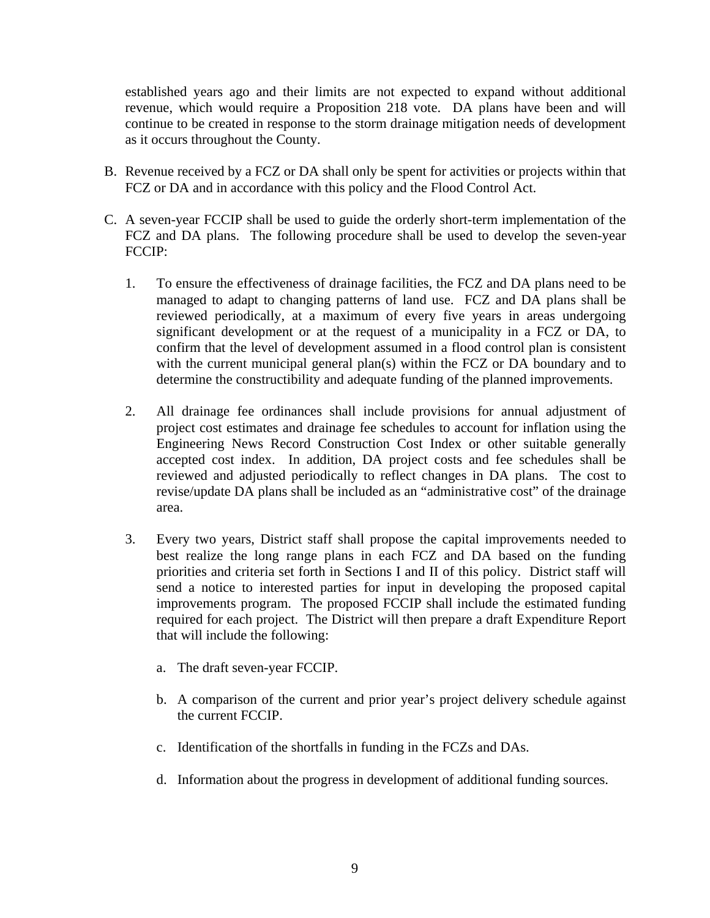established years ago and their limits are not expected to expand without additional revenue, which would require a Proposition 218 vote. DA plans have been and will continue to be created in response to the storm drainage mitigation needs of development as it occurs throughout the County.

B. Revenue received by a FCZ or DA shall only be spent for activities or projects within that FCZ or DA and in accordance with this policy and the Flood Control Act.

C. A seven-year FCCIP shall be used to guide the orderly short-term implementation of the FCZ and DA plans. The following procedure shall be used to develop the seven-year FCCIP:

   1. To ensure the effectiveness of drainage facilities, the FCZ and DA plans need to be managed to adapt to changing patterns of land use. FCZ and DA plans shall be reviewed periodically, at a maximum of every five years in areas undergoing significant development or at the request of a municipality in a FCZ or DA, to confirm that the level of development assumed in a flood control plan is consistent with the current municipal general plan(s) within the FCZ or DA boundary and to determine the constructibility and adequate funding of the planned improvements.

   2. All drainage fee ordinances shall include provisions for annual adjustment of project cost estimates and drainage fee schedules to account for inflation using the Engineering News Record Construction Cost Index or other suitable generally accepted cost index. In addition, DA project costs and fee schedules shall be reviewed and adjusted periodically to reflect changes in DA plans. The cost to revise/update DA plans shall be included as an "administrative cost" of the drainage area.

   3. Every two years, District staff shall propose the capital improvements needed to best realize the long range plans in each FCZ and DA based on the funding priorities and criteria set forth in Sections I and II of this policy. District staff will send a notice to interested parties for input in developing the proposed capital improvements program. The proposed FCCIP shall include the estimated funding required for each project. The District will then prepare a draft Expenditure Report that will include the following:

      a. The draft seven-year FCCIP.

      b. A comparison of the current and prior year's project delivery schedule against the current FCCIP.

      c. Identification of the shortfalls in funding in the FCZs and DAs.

      d. Information about the progress in development of additional funding sources.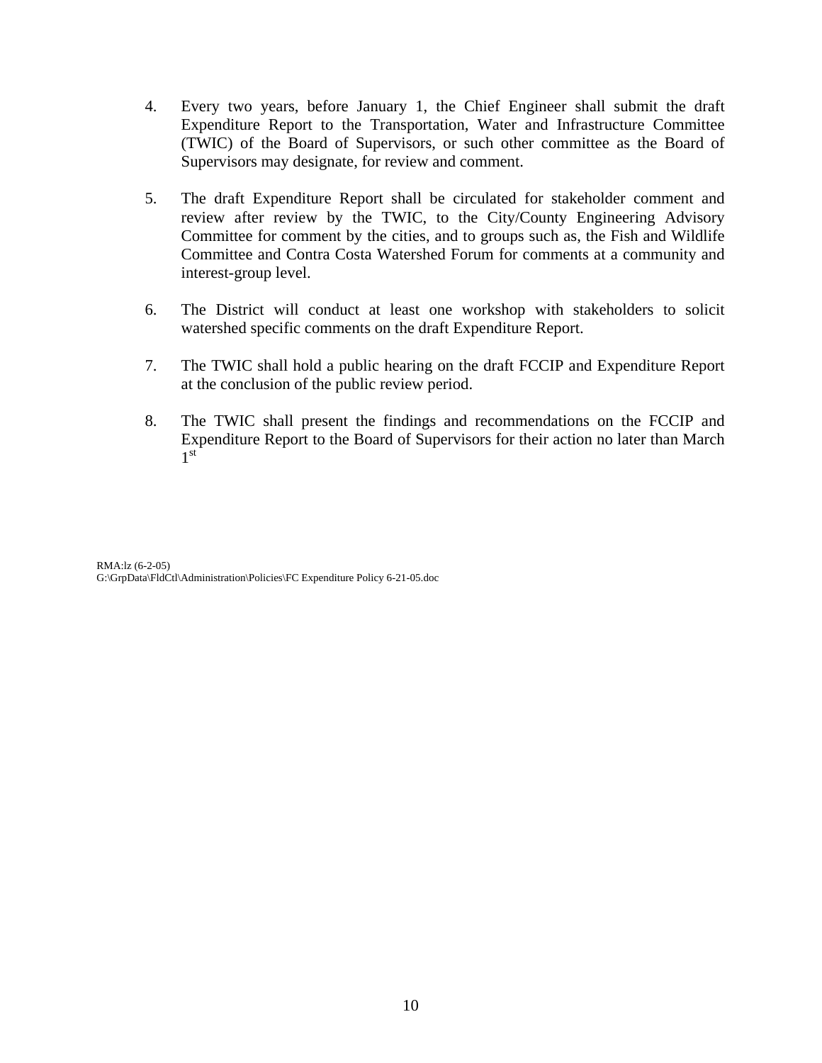4. Every two years, before January 1, the Chief Engineer shall submit the draft Expenditure Report to the Transportation, Water and Infrastructure Committee (TWIC) of the Board of Supervisors, or such other committee as the Board of Supervisors may designate, for review and comment.

5. The draft Expenditure Report shall be circulated for stakeholder comment and review after review by the TWIC, to the City/County Engineering Advisory Committee for comment by the cities, and to groups such as, the Fish and Wildlife Committee and Contra Costa Watershed Forum for comments at a community and interest-group level.

6. The District will conduct at least one workshop with stakeholders to solicit watershed specific comments on the draft Expenditure Report.

7. The TWIC shall hold a public hearing on the draft FCCIP and Expenditure Report at the conclusion of the public review period.

8. The TWIC shall present the findings and recommendations on the FCCIP and Expenditure Report to the Board of Supervisors for their action no later than March 1st

RMA:lz (6-2-05)
G:\GrpData\FldCtl\Administration\Policies\FC Expenditure Policy 6-21-05.doc